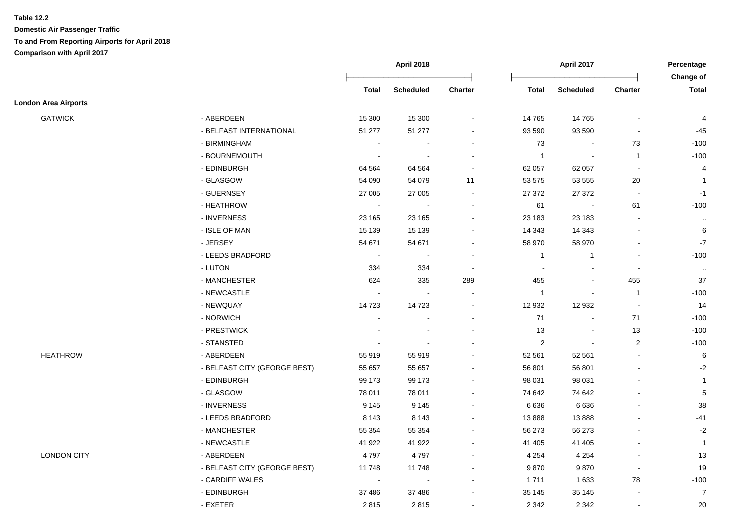**Table 12.2**

**Domestic Air Passenger Traffic**

**To and From Reporting Airports for April 2018**

**Comparison with April 2017**

| | | April 2018 | | | April 2017 | | | Percentage Change of |
|---|---|---|---|---|---|---|---|---|
| | | Total | Scheduled | Charter | Total | Scheduled | Charter | Total |
| **London Area Airports** | | | | | | | | |
| GATWICK | - ABERDEEN | 15 300 | 15 300 | - | 14 765 | 14 765 | - | 4 |
| | - BELFAST INTERNATIONAL | 51 277 | 51 277 | - | 93 590 | 93 590 | - | -45 |
| | - BIRMINGHAM | - | - | - | 73 | - | 73 | -100 |
| | - BOURNEMOUTH | - | - | - | 1 | - | 1 | -100 |
| | - EDINBURGH | 64 564 | 64 564 | - | 62 057 | 62 057 | - | 4 |
| | - GLASGOW | 54 090 | 54 079 | 11 | 53 575 | 53 555 | 20 | 1 |
| | - GUERNSEY | 27 005 | 27 005 | - | 27 372 | 27 372 | - | -1 |
| | - HEATHROW | - | - | - | 61 | - | 61 | -100 |
| | - INVERNESS | 23 165 | 23 165 | - | 23 183 | 23 183 | - | .. |
| | - ISLE OF MAN | 15 139 | 15 139 | - | 14 343 | 14 343 | - | 6 |
| | - JERSEY | 54 671 | 54 671 | - | 58 970 | 58 970 | - | -7 |
| | - LEEDS BRADFORD | - | - | - | 1 | 1 | - | -100 |
| | - LUTON | 334 | 334 | - | - | - | - | .. |
| | - MANCHESTER | 624 | 335 | 289 | 455 | - | 455 | 37 |
| | - NEWCASTLE | - | - | - | 1 | - | 1 | -100 |
| | - NEWQUAY | 14 723 | 14 723 | - | 12 932 | 12 932 | - | 14 |
| | - NORWICH | - | - | - | 71 | - | 71 | -100 |
| | - PRESTWICK | - | - | - | 13 | - | 13 | -100 |
| | - STANSTED | - | - | - | 2 | - | 2 | -100 |
| HEATHROW | - ABERDEEN | 55 919 | 55 919 | - | 52 561 | 52 561 | - | 6 |
| | - BELFAST CITY (GEORGE BEST) | 55 657 | 55 657 | - | 56 801 | 56 801 | - | -2 |
| | - EDINBURGH | 99 173 | 99 173 | - | 98 031 | 98 031 | - | 1 |
| | - GLASGOW | 78 011 | 78 011 | - | 74 642 | 74 642 | - | 5 |
| | - INVERNESS | 9 145 | 9 145 | - | 6 636 | 6 636 | - | 38 |
| | - LEEDS BRADFORD | 8 143 | 8 143 | - | 13 888 | 13 888 | - | -41 |
| | - MANCHESTER | 55 354 | 55 354 | - | 56 273 | 56 273 | - | -2 |
| | - NEWCASTLE | 41 922 | 41 922 | - | 41 405 | 41 405 | - | 1 |
| LONDON CITY | - ABERDEEN | 4 797 | 4 797 | - | 4 254 | 4 254 | - | 13 |
| | - BELFAST CITY (GEORGE BEST) | 11 748 | 11 748 | - | 9 870 | 9 870 | - | 19 |
| | - CARDIFF WALES | - | - | - | 1 711 | 1 633 | 78 | -100 |
| | - EDINBURGH | 37 486 | 37 486 | - | 35 145 | 35 145 | - | 7 |
| | - EXETER | 2 815 | 2 815 | - | 2 342 | 2 342 | - | 20 |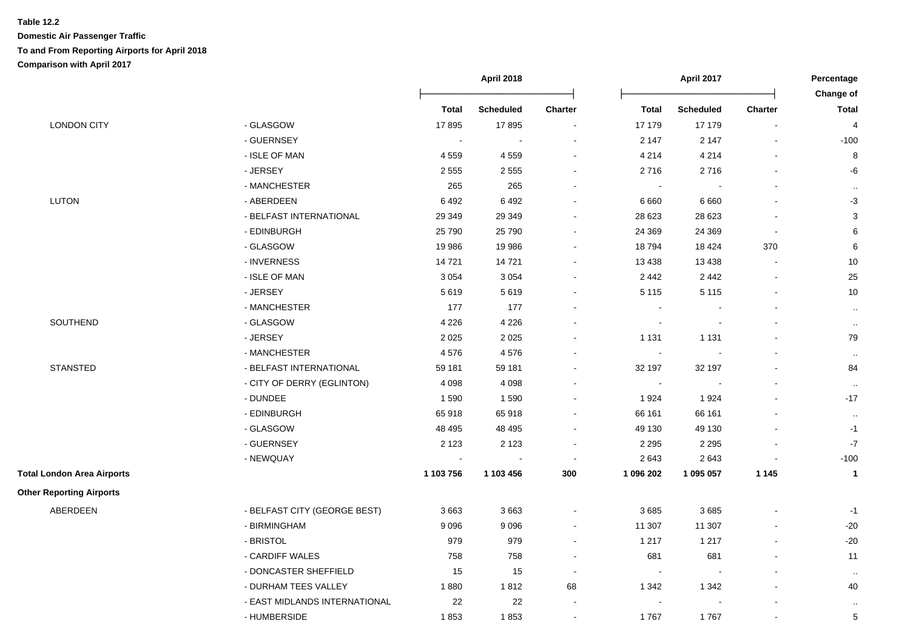**Table 12.2**

**Domestic Air Passenger Traffic**

**To and From Reporting Airports for April 2018**

**Comparison with April 2017**

| | | April 2018 | | | April 2017 | | | Percentage Change of |
|---|---|---|---|---|---|---|---|---|
| | | **Total** | **Scheduled** | **Charter** | **Total** | **Scheduled** | **Charter** | **Total** |
| LONDON CITY | - GLASGOW | 17 895 | 17 895 | - | 17 179 | 17 179 | - | 4 |
| | - GUERNSEY | - | - | - | 2 147 | 2 147 | - | -100 |
| | - ISLE OF MAN | 4 559 | 4 559 | - | 4 214 | 4 214 | - | 8 |
| | - JERSEY | 2 555 | 2 555 | - | 2 716 | 2 716 | - | -6 |
| | - MANCHESTER | 265 | 265 | - | - | - | - | .. |
| LUTON | - ABERDEEN | 6 492 | 6 492 | - | 6 660 | 6 660 | - | -3 |
| | - BELFAST INTERNATIONAL | 29 349 | 29 349 | - | 28 623 | 28 623 | - | 3 |
| | - EDINBURGH | 25 790 | 25 790 | - | 24 369 | 24 369 | - | 6 |
| | - GLASGOW | 19 986 | 19 986 | - | 18 794 | 18 424 | 370 | 6 |
| | - INVERNESS | 14 721 | 14 721 | - | 13 438 | 13 438 | - | 10 |
| | - ISLE OF MAN | 3 054 | 3 054 | - | 2 442 | 2 442 | - | 25 |
| | - JERSEY | 5 619 | 5 619 | - | 5 115 | 5 115 | - | 10 |
| | - MANCHESTER | 177 | 177 | - | - | - | - | .. |
| SOUTHEND | - GLASGOW | 4 226 | 4 226 | - | - | - | - | .. |
| | - JERSEY | 2 025 | 2 025 | - | 1 131 | 1 131 | - | 79 |
| | - MANCHESTER | 4 576 | 4 576 | - | - | - | - | .. |
| STANSTED | - BELFAST INTERNATIONAL | 59 181 | 59 181 | - | 32 197 | 32 197 | - | 84 |
| | - CITY OF DERRY (EGLINTON) | 4 098 | 4 098 | - | - | - | - | .. |
| | - DUNDEE | 1 590 | 1 590 | - | 1 924 | 1 924 | - | -17 |
| | - EDINBURGH | 65 918 | 65 918 | - | 66 161 | 66 161 | - | .. |
| | - GLASGOW | 48 495 | 48 495 | - | 49 130 | 49 130 | - | -1 |
| | - GUERNSEY | 2 123 | 2 123 | - | 2 295 | 2 295 | - | -7 |
| | - NEWQUAY | - | - | - | 2 643 | 2 643 | - | -100 |
| **Total London Area Airports** | | **1 103 756** | **1 103 456** | **300** | **1 096 202** | **1 095 057** | **1 145** | **1** |
| **Other Reporting Airports** | | | | | | | | |
| ABERDEEN | - BELFAST CITY (GEORGE BEST) | 3 663 | 3 663 | - | 3 685 | 3 685 | - | -1 |
| | - BIRMINGHAM | 9 096 | 9 096 | - | 11 307 | 11 307 | - | -20 |
| | - BRISTOL | 979 | 979 | - | 1 217 | 1 217 | - | -20 |
| | - CARDIFF WALES | 758 | 758 | - | 681 | 681 | - | 11 |
| | - DONCASTER SHEFFIELD | 15 | 15 | - | - | - | - | .. |
| | - DURHAM TEES VALLEY | 1 880 | 1 812 | 68 | 1 342 | 1 342 | - | 40 |
| | - EAST MIDLANDS INTERNATIONAL | 22 | 22 | - | - | - | - | .. |
| | - HUMBERSIDE | 1 853 | 1 853 | - | 1 767 | 1 767 | - | 5 |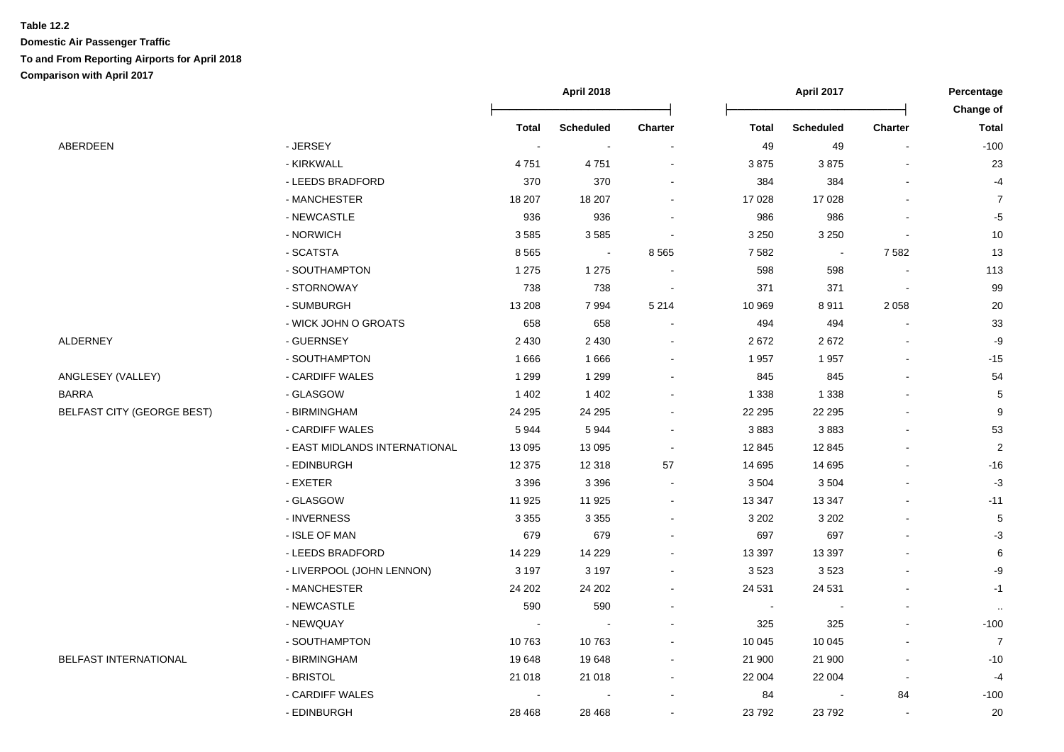**Table 12.2**

**Domestic Air Passenger Traffic**

**To and From Reporting Airports for April 2018**

**Comparison with April 2017**

| | | April 2018 | | | April 2017 | | | Percentage Change of |
|---|---|---|---|---|---|---|---|---|
| | | Total | Scheduled | Charter | Total | Scheduled | Charter | Total |
| ABERDEEN | - JERSEY | - | - | - | 49 | 49 | - | -100 |
| | - KIRKWALL | 4 751 | 4 751 | - | 3 875 | 3 875 | - | 23 |
| | - LEEDS BRADFORD | 370 | 370 | - | 384 | 384 | - | -4 |
| | - MANCHESTER | 18 207 | 18 207 | - | 17 028 | 17 028 | - | 7 |
| | - NEWCASTLE | 936 | 936 | - | 986 | 986 | - | -5 |
| | - NORWICH | 3 585 | 3 585 | - | 3 250 | 3 250 | - | 10 |
| | - SCATSTA | 8 565 | - | 8 565 | 7 582 | - | 7 582 | 13 |
| | - SOUTHAMPTON | 1 275 | 1 275 | - | 598 | 598 | - | 113 |
| | - STORNOWAY | 738 | 738 | - | 371 | 371 | - | 99 |
| | - SUMBURGH | 13 208 | 7 994 | 5 214 | 10 969 | 8 911 | 2 058 | 20 |
| | - WICK JOHN O GROATS | 658 | 658 | - | 494 | 494 | - | 33 |
| ALDERNEY | - GUERNSEY | 2 430 | 2 430 | - | 2 672 | 2 672 | - | -9 |
| | - SOUTHAMPTON | 1 666 | 1 666 | - | 1 957 | 1 957 | - | -15 |
| ANGLESEY (VALLEY) | - CARDIFF WALES | 1 299 | 1 299 | - | 845 | 845 | - | 54 |
| BARRA | - GLASGOW | 1 402 | 1 402 | - | 1 338 | 1 338 | - | 5 |
| BELFAST CITY (GEORGE BEST) | - BIRMINGHAM | 24 295 | 24 295 | - | 22 295 | 22 295 | - | 9 |
| | - CARDIFF WALES | 5 944 | 5 944 | - | 3 883 | 3 883 | - | 53 |
| | - EAST MIDLANDS INTERNATIONAL | 13 095 | 13 095 | - | 12 845 | 12 845 | - | 2 |
| | - EDINBURGH | 12 375 | 12 318 | 57 | 14 695 | 14 695 | - | -16 |
| | - EXETER | 3 396 | 3 396 | - | 3 504 | 3 504 | - | -3 |
| | - GLASGOW | 11 925 | 11 925 | - | 13 347 | 13 347 | - | -11 |
| | - INVERNESS | 3 355 | 3 355 | - | 3 202 | 3 202 | - | 5 |
| | - ISLE OF MAN | 679 | 679 | - | 697 | 697 | - | -3 |
| | - LEEDS BRADFORD | 14 229 | 14 229 | - | 13 397 | 13 397 | - | 6 |
| | - LIVERPOOL (JOHN LENNON) | 3 197 | 3 197 | - | 3 523 | 3 523 | - | -9 |
| | - MANCHESTER | 24 202 | 24 202 | - | 24 531 | 24 531 | - | -1 |
| | - NEWCASTLE | 590 | 590 | - | - | - | - | .. |
| | - NEWQUAY | - | - | - | 325 | 325 | - | -100 |
| | - SOUTHAMPTON | 10 763 | 10 763 | - | 10 045 | 10 045 | - | 7 |
| BELFAST INTERNATIONAL | - BIRMINGHAM | 19 648 | 19 648 | - | 21 900 | 21 900 | - | -10 |
| | - BRISTOL | 21 018 | 21 018 | - | 22 004 | 22 004 | - | -4 |
| | - CARDIFF WALES | - | - | - | 84 | - | 84 | -100 |
| | - EDINBURGH | 28 468 | 28 468 | - | 23 792 | 23 792 | - | 20 |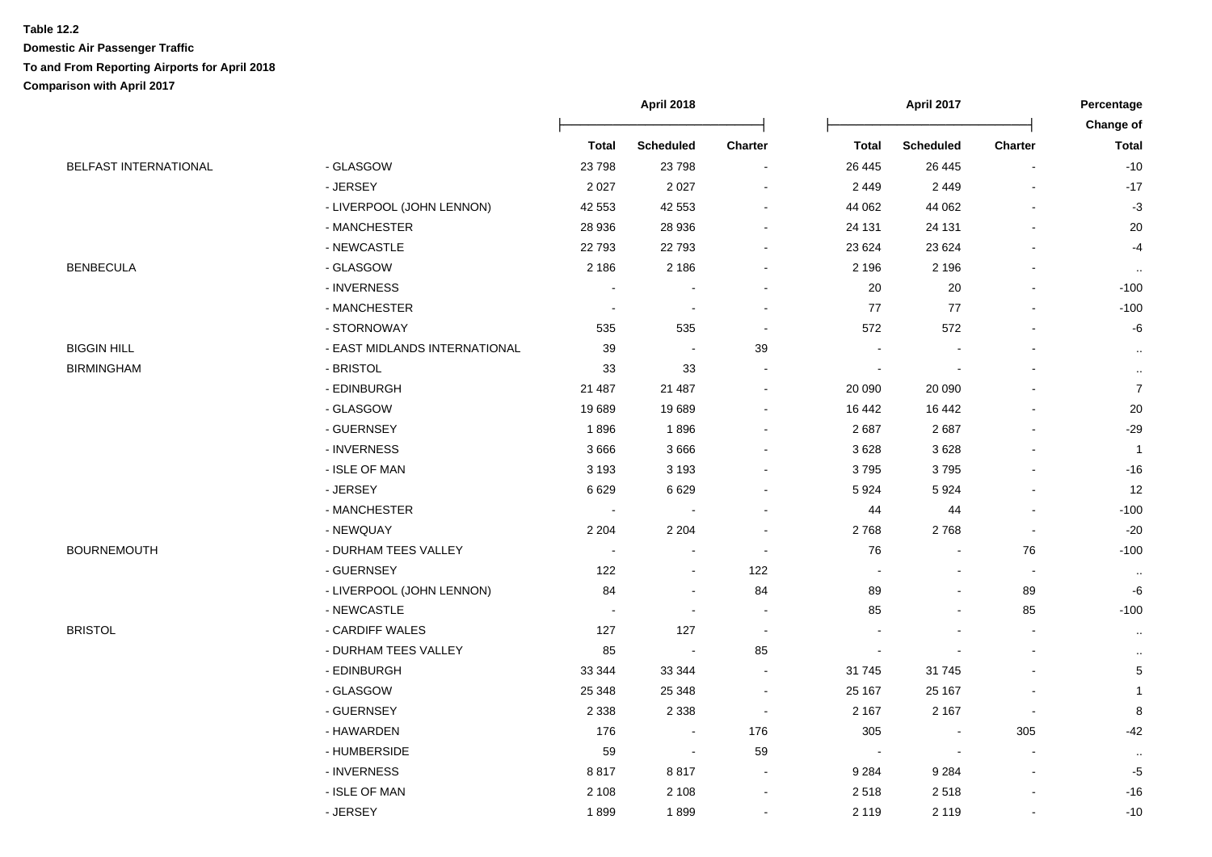**Table 12.2**

**Domestic Air Passenger Traffic**

**To and From Reporting Airports for April 2018**

**Comparison with April 2017**

| | | April 2018 | | | April 2017 | | | Percentage Change of |
|---|---|---|---|---|---|---|---|---|
| | | Total | Scheduled | Charter | Total | Scheduled | Charter | Total |
| BELFAST INTERNATIONAL | - GLASGOW | 23 798 | 23 798 | - | 26 445 | 26 445 | - | -10 |
| | - JERSEY | 2 027 | 2 027 | - | 2 449 | 2 449 | - | -17 |
| | - LIVERPOOL (JOHN LENNON) | 42 553 | 42 553 | - | 44 062 | 44 062 | - | -3 |
| | - MANCHESTER | 28 936 | 28 936 | - | 24 131 | 24 131 | - | 20 |
| | - NEWCASTLE | 22 793 | 22 793 | - | 23 624 | 23 624 | - | -4 |
| BENBECULA | - GLASGOW | 2 186 | 2 186 | - | 2 196 | 2 196 | - | .. |
| | - INVERNESS | - | - | - | 20 | 20 | - | -100 |
| | - MANCHESTER | - | - | - | 77 | 77 | - | -100 |
| | - STORNOWAY | 535 | 535 | - | 572 | 572 | - | -6 |
| BIGGIN HILL | - EAST MIDLANDS INTERNATIONAL | 39 | - | 39 | - | - | - | .. |
| BIRMINGHAM | - BRISTOL | 33 | 33 | - | - | - | - | .. |
| | - EDINBURGH | 21 487 | 21 487 | - | 20 090 | 20 090 | - | 7 |
| | - GLASGOW | 19 689 | 19 689 | - | 16 442 | 16 442 | - | 20 |
| | - GUERNSEY | 1 896 | 1 896 | - | 2 687 | 2 687 | - | -29 |
| | - INVERNESS | 3 666 | 3 666 | - | 3 628 | 3 628 | - | 1 |
| | - ISLE OF MAN | 3 193 | 3 193 | - | 3 795 | 3 795 | - | -16 |
| | - JERSEY | 6 629 | 6 629 | - | 5 924 | 5 924 | - | 12 |
| | - MANCHESTER | - | - | - | 44 | 44 | - | -100 |
| | - NEWQUAY | 2 204 | 2 204 | - | 2 768 | 2 768 | - | -20 |
| BOURNEMOUTH | - DURHAM TEES VALLEY | - | - | - | 76 | - | 76 | -100 |
| | - GUERNSEY | 122 | - | 122 | - | - | - | .. |
| | - LIVERPOOL (JOHN LENNON) | 84 | - | 84 | 89 | - | 89 | -6 |
| | - NEWCASTLE | - | - | - | 85 | - | 85 | -100 |
| BRISTOL | - CARDIFF WALES | 127 | 127 | - | - | - | - | .. |
| | - DURHAM TEES VALLEY | 85 | - | 85 | - | - | - | .. |
| | - EDINBURGH | 33 344 | 33 344 | - | 31 745 | 31 745 | - | 5 |
| | - GLASGOW | 25 348 | 25 348 | - | 25 167 | 25 167 | - | 1 |
| | - GUERNSEY | 2 338 | 2 338 | - | 2 167 | 2 167 | - | 8 |
| | - HAWARDEN | 176 | - | 176 | 305 | - | 305 | -42 |
| | - HUMBERSIDE | 59 | - | 59 | - | - | - | .. |
| | - INVERNESS | 8 817 | 8 817 | - | 9 284 | 9 284 | - | -5 |
| | - ISLE OF MAN | 2 108 | 2 108 | - | 2 518 | 2 518 | - | -16 |
| | - JERSEY | 1 899 | 1 899 | - | 2 119 | 2 119 | - | -10 |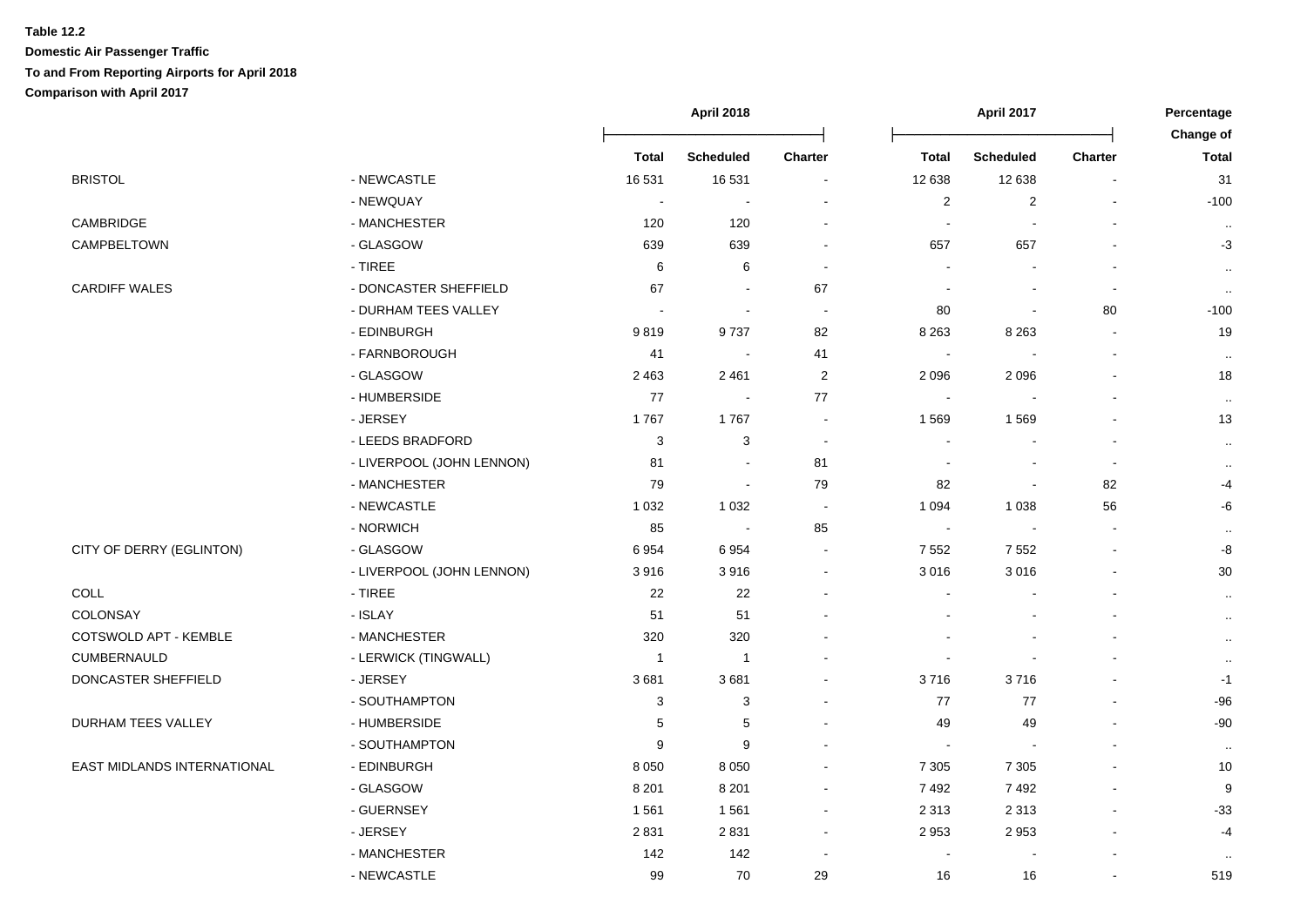**Table 12.2**

**Domestic Air Passenger Traffic**

**To and From Reporting Airports for April 2018**

**Comparison with April 2017**

| | | April 2018 | | | April 2017 | | | Percentage Change of |
|---|---|---|---|---|---|---|---|---|
| | | Total | Scheduled | Charter | Total | Scheduled | Charter | Total |
| BRISTOL | - NEWCASTLE | 16 531 | 16 531 | - | 12 638 | 12 638 | - | 31 |
| | - NEWQUAY | - | - | - | 2 | 2 | - | -100 |
| CAMBRIDGE | - MANCHESTER | 120 | 120 | - | - | - | - | .. |
| CAMPBELTOWN | - GLASGOW | 639 | 639 | - | 657 | 657 | - | -3 |
| | - TIREE | 6 | 6 | - | - | - | - | .. |
| CARDIFF WALES | - DONCASTER SHEFFIELD | 67 | - | 67 | - | - | - | .. |
| | - DURHAM TEES VALLEY | - | - | - | 80 | - | 80 | -100 |
| | - EDINBURGH | 9 819 | 9 737 | 82 | 8 263 | 8 263 | - | 19 |
| | - FARNBOROUGH | 41 | - | 41 | - | - | - | .. |
| | - GLASGOW | 2 463 | 2 461 | 2 | 2 096 | 2 096 | - | 18 |
| | - HUMBERSIDE | 77 | - | 77 | - | - | - | .. |
| | - JERSEY | 1 767 | 1 767 | - | 1 569 | 1 569 | - | 13 |
| | - LEEDS BRADFORD | 3 | 3 | - | - | - | - | .. |
| | - LIVERPOOL (JOHN LENNON) | 81 | - | 81 | - | - | - | .. |
| | - MANCHESTER | 79 | - | 79 | 82 | - | 82 | -4 |
| | - NEWCASTLE | 1 032 | 1 032 | - | 1 094 | 1 038 | 56 | -6 |
| | - NORWICH | 85 | - | 85 | - | - | - | .. |
| CITY OF DERRY (EGLINTON) | - GLASGOW | 6 954 | 6 954 | - | 7 552 | 7 552 | - | -8 |
| | - LIVERPOOL (JOHN LENNON) | 3 916 | 3 916 | - | 3 016 | 3 016 | - | 30 |
| COLL | - TIREE | 22 | 22 | - | - | - | - | .. |
| COLONSAY | - ISLAY | 51 | 51 | - | - | - | - | .. |
| COTSWOLD APT - KEMBLE | - MANCHESTER | 320 | 320 | - | - | - | - | .. |
| CUMBERNAULD | - LERWICK (TINGWALL) | 1 | 1 | - | - | - | - | .. |
| DONCASTER SHEFFIELD | - JERSEY | 3 681 | 3 681 | - | 3 716 | 3 716 | - | -1 |
| | - SOUTHAMPTON | 3 | 3 | - | 77 | 77 | - | -96 |
| DURHAM TEES VALLEY | - HUMBERSIDE | 5 | 5 | - | 49 | 49 | - | -90 |
| | - SOUTHAMPTON | 9 | 9 | - | - | - | - | .. |
| EAST MIDLANDS INTERNATIONAL | - EDINBURGH | 8 050 | 8 050 | - | 7 305 | 7 305 | - | 10 |
| | - GLASGOW | 8 201 | 8 201 | - | 7 492 | 7 492 | - | 9 |
| | - GUERNSEY | 1 561 | 1 561 | - | 2 313 | 2 313 | - | -33 |
| | - JERSEY | 2 831 | 2 831 | - | 2 953 | 2 953 | - | -4 |
| | - MANCHESTER | 142 | 142 | - | - | - | - | .. |
| | - NEWCASTLE | 99 | 70 | 29 | 16 | 16 | - | 519 |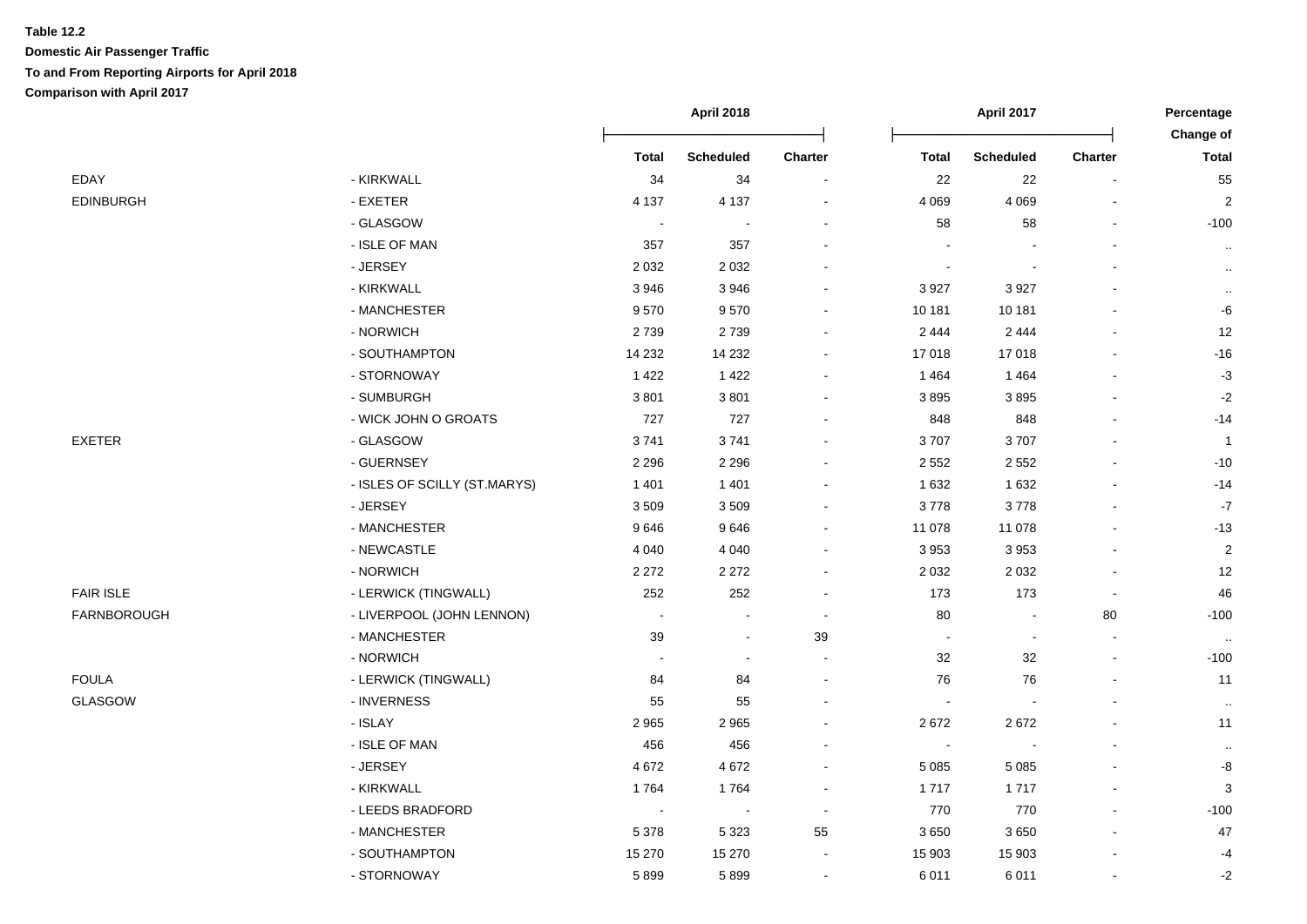**Table 12.2**

**Domestic Air Passenger Traffic**

**To and From Reporting Airports for April 2018**

**Comparison with April 2017**

| | | April 2018 | | | April 2017 | | | Percentage Change of |
|---|---|---|---|---|---|---|---|---|
| | | Total | Scheduled | Charter | Total | Scheduled | Charter | Total |
| EDAY | - KIRKWALL | 34 | 34 | - | 22 | 22 | - | 55 |
| EDINBURGH | - EXETER | 4 137 | 4 137 | - | 4 069 | 4 069 | - | 2 |
| | - GLASGOW | - | - | - | 58 | 58 | - | -100 |
| | - ISLE OF MAN | 357 | 357 | - | - | - | - | .. |
| | - JERSEY | 2 032 | 2 032 | - | - | - | - | .. |
| | - KIRKWALL | 3 946 | 3 946 | - | 3 927 | 3 927 | - | .. |
| | - MANCHESTER | 9 570 | 9 570 | - | 10 181 | 10 181 | - | -6 |
| | - NORWICH | 2 739 | 2 739 | - | 2 444 | 2 444 | - | 12 |
| | - SOUTHAMPTON | 14 232 | 14 232 | - | 17 018 | 17 018 | - | -16 |
| | - STORNOWAY | 1 422 | 1 422 | - | 1 464 | 1 464 | - | -3 |
| | - SUMBURGH | 3 801 | 3 801 | - | 3 895 | 3 895 | - | -2 |
| | - WICK JOHN O GROATS | 727 | 727 | - | 848 | 848 | - | -14 |
| EXETER | - GLASGOW | 3 741 | 3 741 | - | 3 707 | 3 707 | - | 1 |
| | - GUERNSEY | 2 296 | 2 296 | - | 2 552 | 2 552 | - | -10 |
| | - ISLES OF SCILLY (ST.MARYS) | 1 401 | 1 401 | - | 1 632 | 1 632 | - | -14 |
| | - JERSEY | 3 509 | 3 509 | - | 3 778 | 3 778 | - | -7 |
| | - MANCHESTER | 9 646 | 9 646 | - | 11 078 | 11 078 | - | -13 |
| | - NEWCASTLE | 4 040 | 4 040 | - | 3 953 | 3 953 | - | 2 |
| | - NORWICH | 2 272 | 2 272 | - | 2 032 | 2 032 | - | 12 |
| FAIR ISLE | - LERWICK (TINGWALL) | 252 | 252 | - | 173 | 173 | - | 46 |
| FARNBOROUGH | - LIVERPOOL (JOHN LENNON) | - | - | - | 80 | - | 80 | -100 |
| | - MANCHESTER | 39 | - | 39 | - | - | - | .. |
| | - NORWICH | - | - | - | 32 | 32 | - | -100 |
| FOULA | - LERWICK (TINGWALL) | 84 | 84 | - | 76 | 76 | - | 11 |
| GLASGOW | - INVERNESS | 55 | 55 | - | - | - | - | .. |
| | - ISLAY | 2 965 | 2 965 | - | 2 672 | 2 672 | - | 11 |
| | - ISLE OF MAN | 456 | 456 | - | - | - | - | .. |
| | - JERSEY | 4 672 | 4 672 | - | 5 085 | 5 085 | - | -8 |
| | - KIRKWALL | 1 764 | 1 764 | - | 1 717 | 1 717 | - | 3 |
| | - LEEDS BRADFORD | - | - | - | 770 | 770 | - | -100 |
| | - MANCHESTER | 5 378 | 5 323 | 55 | 3 650 | 3 650 | - | 47 |
| | - SOUTHAMPTON | 15 270 | 15 270 | - | 15 903 | 15 903 | - | -4 |
| | - STORNOWAY | 5 899 | 5 899 | - | 6 011 | 6 011 | - | -2 |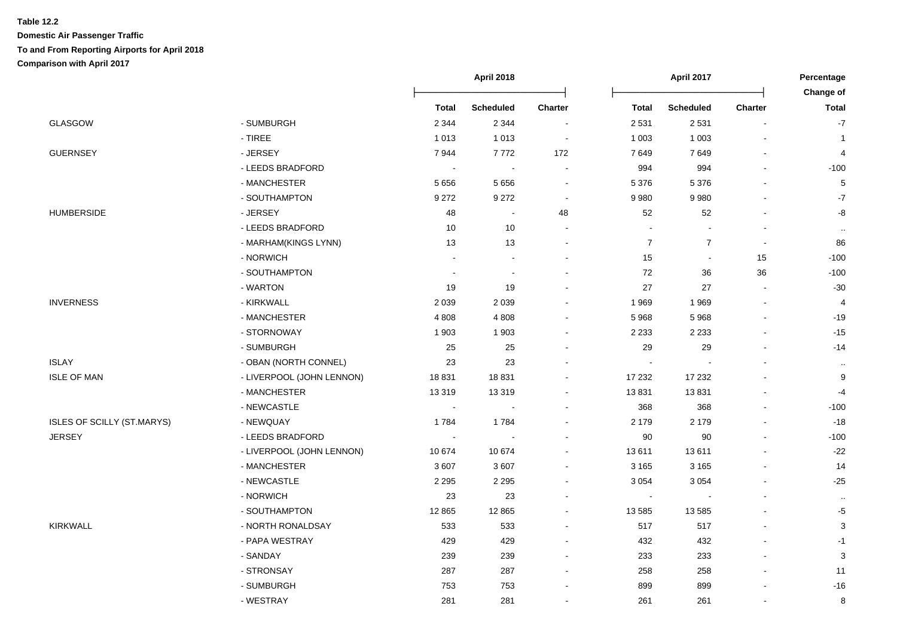**Table 12.2**

**Domestic Air Passenger Traffic**

**To and From Reporting Airports for April 2018**

**Comparison with April 2017**

| | | April 2018 | | | April 2017 | | | Percentage Change of |
|---|---|---|---|---|---|---|---|---|
| | | Total | Scheduled | Charter | Total | Scheduled | Charter | Total |
| GLASGOW | - SUMBURGH | 2 344 | 2 344 | - | 2 531 | 2 531 | - | -7 |
| | - TIREE | 1 013 | 1 013 | - | 1 003 | 1 003 | - | 1 |
| GUERNSEY | - JERSEY | 7 944 | 7 772 | 172 | 7 649 | 7 649 | - | 4 |
| | - LEEDS BRADFORD | - | - | - | 994 | 994 | - | -100 |
| | - MANCHESTER | 5 656 | 5 656 | - | 5 376 | 5 376 | - | 5 |
| | - SOUTHAMPTON | 9 272 | 9 272 | - | 9 980 | 9 980 | - | -7 |
| HUMBERSIDE | - JERSEY | 48 | - | 48 | 52 | 52 | - | -8 |
| | - LEEDS BRADFORD | 10 | 10 | - | - | - | - | .. |
| | - MARHAM(KINGS LYNN) | 13 | 13 | - | 7 | 7 | - | 86 |
| | - NORWICH | - | - | - | 15 | - | 15 | -100 |
| | - SOUTHAMPTON | - | - | - | 72 | 36 | 36 | -100 |
| | - WARTON | 19 | 19 | - | 27 | 27 | - | -30 |
| INVERNESS | - KIRKWALL | 2 039 | 2 039 | - | 1 969 | 1 969 | - | 4 |
| | - MANCHESTER | 4 808 | 4 808 | - | 5 968 | 5 968 | - | -19 |
| | - STORNOWAY | 1 903 | 1 903 | - | 2 233 | 2 233 | - | -15 |
| | - SUMBURGH | 25 | 25 | - | 29 | 29 | - | -14 |
| ISLAY | - OBAN (NORTH CONNEL) | 23 | 23 | - | - | - | - | .. |
| ISLE OF MAN | - LIVERPOOL (JOHN LENNON) | 18 831 | 18 831 | - | 17 232 | 17 232 | - | 9 |
| | - MANCHESTER | 13 319 | 13 319 | - | 13 831 | 13 831 | - | -4 |
| | - NEWCASTLE | - | - | - | 368 | 368 | - | -100 |
| ISLES OF SCILLY (ST.MARYS) | - NEWQUAY | 1 784 | 1 784 | - | 2 179 | 2 179 | - | -18 |
| JERSEY | - LEEDS BRADFORD | - | - | - | 90 | 90 | - | -100 |
| | - LIVERPOOL (JOHN LENNON) | 10 674 | 10 674 | - | 13 611 | 13 611 | - | -22 |
| | - MANCHESTER | 3 607 | 3 607 | - | 3 165 | 3 165 | - | 14 |
| | - NEWCASTLE | 2 295 | 2 295 | - | 3 054 | 3 054 | - | -25 |
| | - NORWICH | 23 | 23 | - | - | - | - | .. |
| | - SOUTHAMPTON | 12 865 | 12 865 | - | 13 585 | 13 585 | - | -5 |
| KIRKWALL | - NORTH RONALDSAY | 533 | 533 | - | 517 | 517 | - | 3 |
| | - PAPA WESTRAY | 429 | 429 | - | 432 | 432 | - | -1 |
| | - SANDAY | 239 | 239 | - | 233 | 233 | - | 3 |
| | - STRONSAY | 287 | 287 | - | 258 | 258 | - | 11 |
| | - SUMBURGH | 753 | 753 | - | 899 | 899 | - | -16 |
| | - WESTRAY | 281 | 281 | - | 261 | 261 | - | 8 |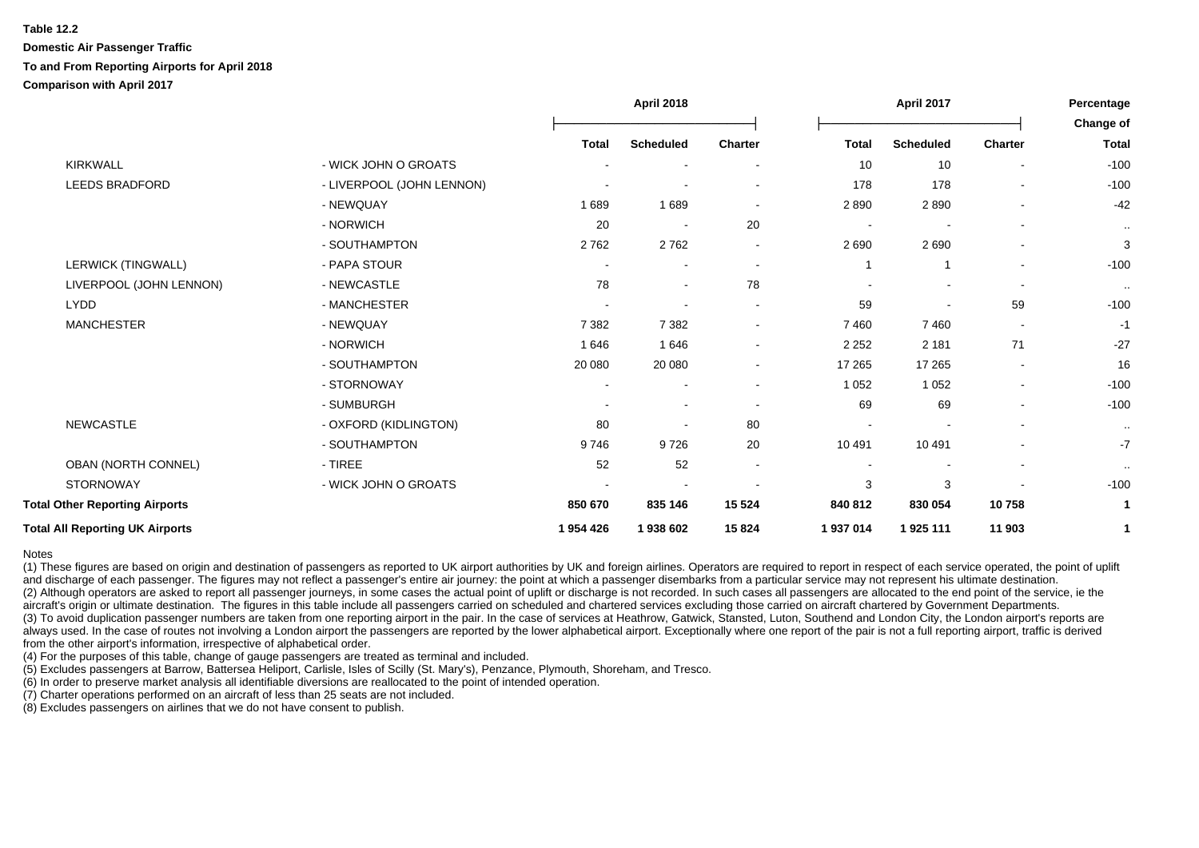**Table 12.2**

**Domestic Air Passenger Traffic**

**To and From Reporting Airports for April 2018**

**Comparison with April 2017**

| | | April 2018 | | | April 2017 | | | Percentage Change of |
|---|---|---|---|---|---|---|---|---|
| | | Total | Scheduled | Charter | Total | Scheduled | Charter | Total |
| KIRKWALL | - WICK JOHN O GROATS | - | - | - | 10 | 10 | - | -100 |
| LEEDS BRADFORD | - LIVERPOOL (JOHN LENNON) | - | - | - | 178 | 178 | - | -100 |
| | - NEWQUAY | 1 689 | 1 689 | - | 2 890 | 2 890 | - | -42 |
| | - NORWICH | 20 | - | 20 | - | - | - | .. |
| | - SOUTHAMPTON | 2 762 | 2 762 | - | 2 690 | 2 690 | - | 3 |
| LERWICK (TINGWALL) | - PAPA STOUR | - | - | - | 1 | 1 | - | -100 |
| LIVERPOOL (JOHN LENNON) | - NEWCASTLE | 78 | - | 78 | - | - | - | .. |
| LYDD | - MANCHESTER | - | - | - | 59 | - | 59 | -100 |
| MANCHESTER | - NEWQUAY | 7 382 | 7 382 | - | 7 460 | 7 460 | - | -1 |
| | - NORWICH | 1 646 | 1 646 | - | 2 252 | 2 181 | 71 | -27 |
| | - SOUTHAMPTON | 20 080 | 20 080 | - | 17 265 | 17 265 | - | 16 |
| | - STORNOWAY | - | - | - | 1 052 | 1 052 | - | -100 |
| | - SUMBURGH | - | - | - | 69 | 69 | - | -100 |
| NEWCASTLE | - OXFORD (KIDLINGTON) | 80 | - | 80 | - | - | - | .. |
| | - SOUTHAMPTON | 9 746 | 9 726 | 20 | 10 491 | 10 491 | - | -7 |
| OBAN (NORTH CONNEL) | - TIREE | 52 | 52 | - | - | - | - | .. |
| STORNOWAY | - WICK JOHN O GROATS | - | - | - | 3 | 3 | - | -100 |
| **Total Other Reporting Airports** | | **850 670** | **835 146** | **15 524** | **840 812** | **830 054** | **10 758** | **1** |
| **Total All Reporting UK Airports** | | **1 954 426** | **1 938 602** | **15 824** | **1 937 014** | **1 925 111** | **11 903** | **1** |

Notes

(1) These figures are based on origin and destination of passengers as reported to UK airport authorities by UK and foreign airlines. Operators are required to report in respect of each service operated, the point of uplift and discharge of each passenger. The figures may not reflect a passenger's entire air journey: the point at which a passenger disembarks from a particular service may not represent his ultimate destination.

(2) Although operators are asked to report all passenger journeys, in some cases the actual point of uplift or discharge is not recorded. In such cases all passengers are allocated to the end point of the service, ie the aircraft's origin or ultimate destination. The figures in this table include all passengers carried on scheduled and chartered services excluding those carried on aircraft chartered by Government Departments.

(3) To avoid duplication passenger numbers are taken from one reporting airport in the pair. In the case of services at Heathrow, Gatwick, Stansted, Luton, Southend and London City, the London airport's reports are always used. In the case of routes not involving a London airport the passengers are reported by the lower alphabetical airport. Exceptionally where one report of the pair is not a full reporting airport, traffic is derived from the other airport's information, irrespective of alphabetical order.

(4) For the purposes of this table, change of gauge passengers are treated as terminal and included.

(5) Excludes passengers at Barrow, Battersea Heliport, Carlisle, Isles of Scilly (St. Mary's), Penzance, Plymouth, Shoreham, and Tresco.

(6) In order to preserve market analysis all identifiable diversions are reallocated to the point of intended operation.

(7) Charter operations performed on an aircraft of less than 25 seats are not included.

(8) Excludes passengers on airlines that we do not have consent to publish.